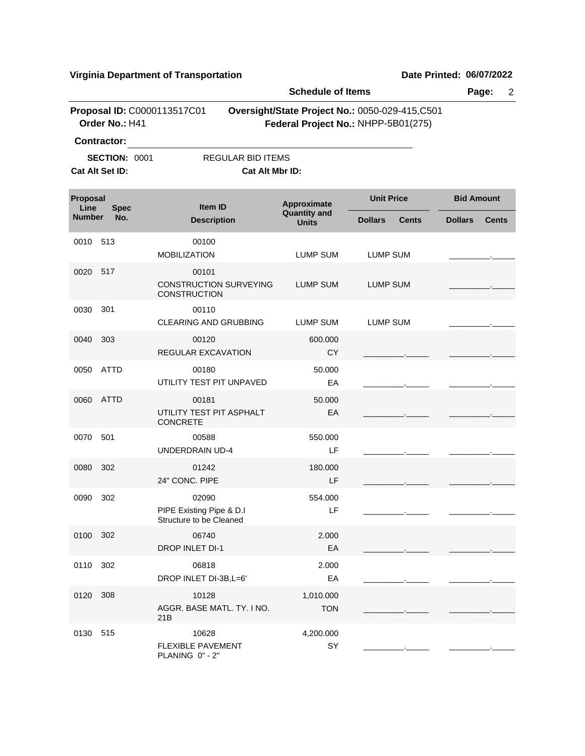**Virginia Department of Transportation** **Date Printed: 06/07/2022**

**Schedule of Items**

**Proposal ID:** C0000113517C01 **Oversight/State Project No.:** 0050-029-415,C501
**Order No.:** H41 **Federal Project No.:** NHPP-5B01(275)

**Contractor:** ______________________________

**SECTION:** 0001 REGULAR BID ITEMS

**Cat Alt Set ID:** **Cat Alt Mbr ID:**

| Proposal Line Number | Spec No. | Item ID / Description | Approximate Quantity and Units | Unit Price Dollars | Unit Price Cents | Bid Amount Dollars | Bid Amount Cents |
|---|---|---|---|---|---|---|---|
| 0010 | 513 | 00100<br>MOBILIZATION | LUMP SUM | LUMP SUM | | _________ | _____ |
| 0020 | 517 | 00101<br>CONSTRUCTION SURVEYING CONSTRUCTION | LUMP SUM | LUMP SUM | | _________ | _____ |
| 0030 | 301 | 00110<br>CLEARING AND GRUBBING | LUMP SUM | LUMP SUM | | _________ | _____ |
| 0040 | 303 | 00120<br>REGULAR EXCAVATION | 600.000<br>CY | _________ | _____ | _________ | _____ |
| 0050 | ATTD | 00180<br>UTILITY TEST PIT UNPAVED | 50.000<br>EA | _________ | _____ | _________ | _____ |
| 0060 | ATTD | 00181<br>UTILITY TEST PIT ASPHALT CONCRETE | 50.000<br>EA | _________ | _____ | _________ | _____ |
| 0070 | 501 | 00588<br>UNDERDRAIN UD-4 | 550.000<br>LF | _________ | _____ | _________ | _____ |
| 0080 | 302 | 01242<br>24" CONC. PIPE | 180.000<br>LF | _________ | _____ | _________ | _____ |
| 0090 | 302 | 02090<br>PIPE Existing Pipe & D.I Structure to be Cleaned | 554.000<br>LF | _________ | _____ | _________ | _____ |
| 0100 | 302 | 06740<br>DROP INLET DI-1 | 2.000<br>EA | _________ | _____ | _________ | _____ |
| 0110 | 302 | 06818<br>DROP INLET DI-3B,L=6' | 2.000<br>EA | _________ | _____ | _________ | _____ |
| 0120 | 308 | 10128<br>AGGR. BASE MATL. TY. I NO. 21B | 1,010.000<br>TON | _________ | _____ | _________ | _____ |
| 0130 | 515 | 10628<br>FLEXIBLE PAVEMENT PLANING 0" - 2" | 4,200.000<br>SY | _________ | _____ | _________ | _____ |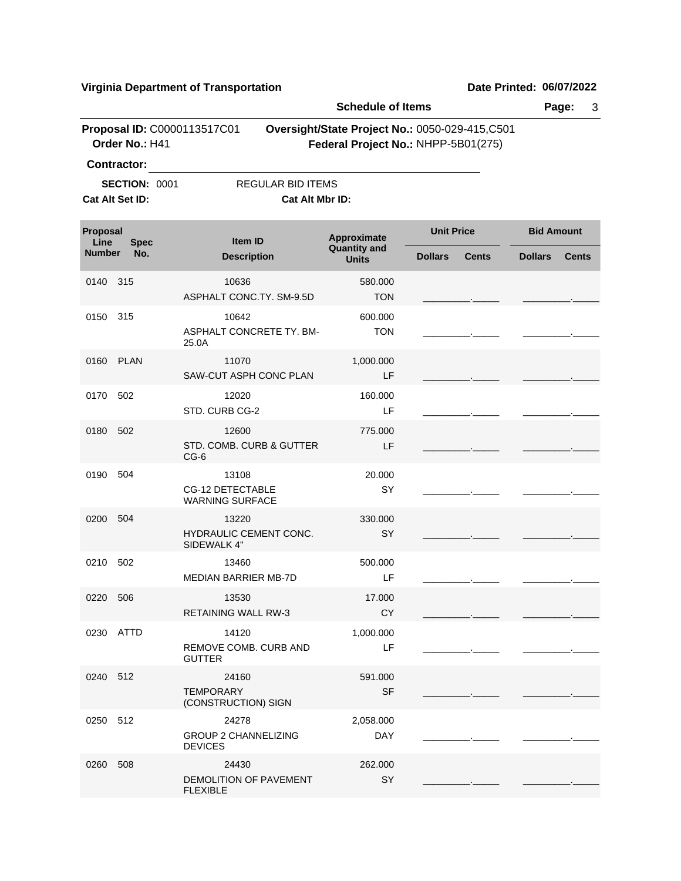**Virginia Department of Transportation** **Date Printed: 06/07/2022**

**Schedule of Items**

**Proposal ID:** C0000113517C01 **Oversight/State Project No.:** 0050-029-415,C501
**Order No.:** H41 **Federal Project No.:** NHPP-5B01(275)

**Contractor:** ______________________________

**SECTION:** 0001 REGULAR BID ITEMS

**Cat Alt Set ID:** **Cat Alt Mbr ID:**

| Proposal Line Number | Spec No. | Item ID / Description | Approximate Quantity and Units | Unit Price Dollars | Unit Price Cents | Bid Amount Dollars | Bid Amount Cents |
|---|---|---|---|---|---|---|---|
| 0140 | 315 | 10636 ASPHALT CONC.TY. SM-9.5D | 580.000 TON | | | | |
| 0150 | 315 | 10642 ASPHALT CONCRETE TY. BM-25.0A | 600.000 TON | | | | |
| 0160 | PLAN | 11070 SAW-CUT ASPH CONC PLAN | 1,000.000 LF | | | | |
| 0170 | 502 | 12020 STD. CURB CG-2 | 160.000 LF | | | | |
| 0180 | 502 | 12600 STD. COMB. CURB & GUTTER CG-6 | 775.000 LF | | | | |
| 0190 | 504 | 13108 CG-12 DETECTABLE WARNING SURFACE | 20.000 SY | | | | |
| 0200 | 504 | 13220 HYDRAULIC CEMENT CONC. SIDEWALK 4" | 330.000 SY | | | | |
| 0210 | 502 | 13460 MEDIAN BARRIER MB-7D | 500.000 LF | | | | |
| 0220 | 506 | 13530 RETAINING WALL RW-3 | 17.000 CY | | | | |
| 0230 | ATTD | 14120 REMOVE COMB. CURB AND GUTTER | 1,000.000 LF | | | | |
| 0240 | 512 | 24160 TEMPORARY (CONSTRUCTION) SIGN | 591.000 SF | | | | |
| 0250 | 512 | 24278 GROUP 2 CHANNELIZING DEVICES | 2,058.000 DAY | | | | |
| 0260 | 508 | 24430 DEMOLITION OF PAVEMENT FLEXIBLE | 262.000 SY | | | | |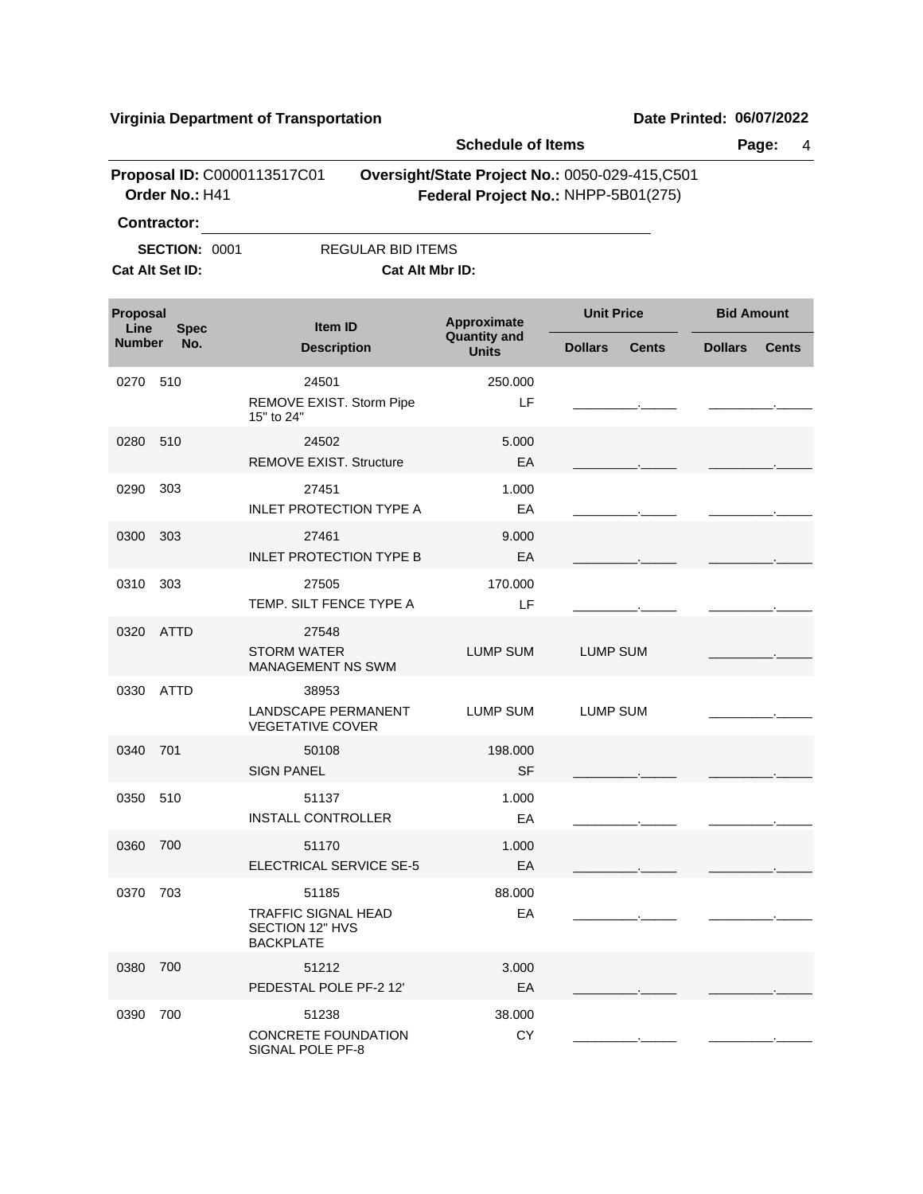**Virginia Department of Transportation** — **Date Printed: 06/07/2022**

**Schedule of Items**

**Proposal ID:** C0000113517C01 — **Oversight/State Project No.:** 0050-029-415,C501

**Order No.:** H41 — **Federal Project No.:** NHPP-5B01(275)

**Contractor:** ______________________________

**SECTION:** 0001 — REGULAR BID ITEMS

**Cat Alt Set ID:** — **Cat Alt Mbr ID:**

| Proposal Line Number | Spec No. | Item ID / Description | Approximate Quantity and Units | Unit Price Dollars | Unit Price Cents | Bid Amount Dollars | Bid Amount Cents |
|---|---|---|---|---|---|---|---|
| 0270 | 510 | 24501 REMOVE EXIST. Storm Pipe 15" to 24" | 250.000 LF | ________ | _____ | ________ | _____ |
| 0280 | 510 | 24502 REMOVE EXIST. Structure | 5.000 EA | ________ | _____ | ________ | _____ |
| 0290 | 303 | 27451 INLET PROTECTION TYPE A | 1.000 EA | ________ | _____ | ________ | _____ |
| 0300 | 303 | 27461 INLET PROTECTION TYPE B | 9.000 EA | ________ | _____ | ________ | _____ |
| 0310 | 303 | 27505 TEMP. SILT FENCE TYPE A | 170.000 LF | ________ | _____ | ________ | _____ |
| 0320 | ATTD | 27548 STORM WATER MANAGEMENT NS SWM | LUMP SUM | LUMP SUM | | ________ | _____ |
| 0330 | ATTD | 38953 LANDSCAPE PERMANENT VEGETATIVE COVER | LUMP SUM | LUMP SUM | | ________ | _____ |
| 0340 | 701 | 50108 SIGN PANEL | 198.000 SF | ________ | _____ | ________ | _____ |
| 0350 | 510 | 51137 INSTALL CONTROLLER | 1.000 EA | ________ | _____ | ________ | _____ |
| 0360 | 700 | 51170 ELECTRICAL SERVICE SE-5 | 1.000 EA | ________ | _____ | ________ | _____ |
| 0370 | 703 | 51185 TRAFFIC SIGNAL HEAD SECTION 12" HVS BACKPLATE | 88.000 EA | ________ | _____ | ________ | _____ |
| 0380 | 700 | 51212 PEDESTAL POLE PF-2 12' | 3.000 EA | ________ | _____ | ________ | _____ |
| 0390 | 700 | 51238 CONCRETE FOUNDATION SIGNAL POLE PF-8 | 38.000 CY | ________ | _____ | ________ | _____ |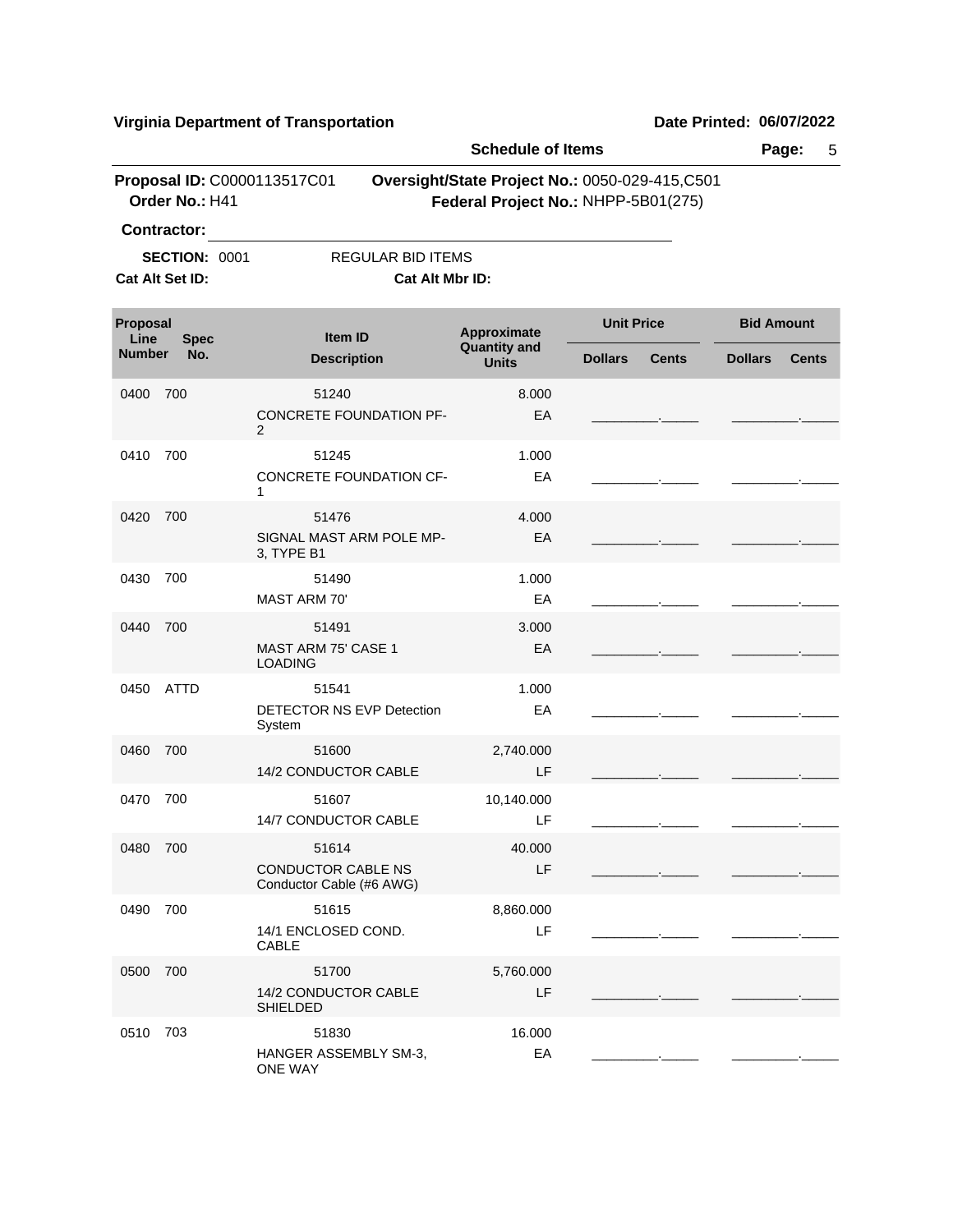**Virginia Department of Transportation** — **Date Printed: 06/07/2022**

**Schedule of Items**

**Proposal ID:** C0000113517C01 **Oversight/State Project No.:** 0050-029-415,C501
**Order No.:** H41 **Federal Project No.:** NHPP-5B01(275)

**Contractor:** ______________________________

**SECTION:** 0001 REGULAR BID ITEMS

**Cat Alt Set ID:** **Cat Alt Mbr ID:**

| Proposal Line Number | Spec No. | Item ID / Description | Approximate Quantity and Units | Unit Price Dollars | Unit Price Cents | Bid Amount Dollars | Bid Amount Cents |
|---|---|---|---|---|---|---|---|
| 0400 | 700 | 51240<br>CONCRETE FOUNDATION PF-2 | 8.000<br>EA | | | | |
| 0410 | 700 | 51245<br>CONCRETE FOUNDATION CF-1 | 1.000<br>EA | | | | |
| 0420 | 700 | 51476<br>SIGNAL MAST ARM POLE MP-3, TYPE B1 | 4.000<br>EA | | | | |
| 0430 | 700 | 51490<br>MAST ARM 70' | 1.000<br>EA | | | | |
| 0440 | 700 | 51491<br>MAST ARM 75' CASE 1 LOADING | 3.000<br>EA | | | | |
| 0450 | ATTD | 51541<br>DETECTOR NS EVP Detection System | 1.000<br>EA | | | | |
| 0460 | 700 | 51600<br>14/2 CONDUCTOR CABLE | 2,740.000<br>LF | | | | |
| 0470 | 700 | 51607<br>14/7 CONDUCTOR CABLE | 10,140.000<br>LF | | | | |
| 0480 | 700 | 51614<br>CONDUCTOR CABLE NS Conductor Cable (#6 AWG) | 40.000<br>LF | | | | |
| 0490 | 700 | 51615<br>14/1 ENCLOSED COND. CABLE | 8,860.000<br>LF | | | | |
| 0500 | 700 | 51700<br>14/2 CONDUCTOR CABLE SHIELDED | 5,760.000<br>LF | | | | |
| 0510 | 703 | 51830<br>HANGER ASSEMBLY SM-3, ONE WAY | 16.000<br>EA | | | | |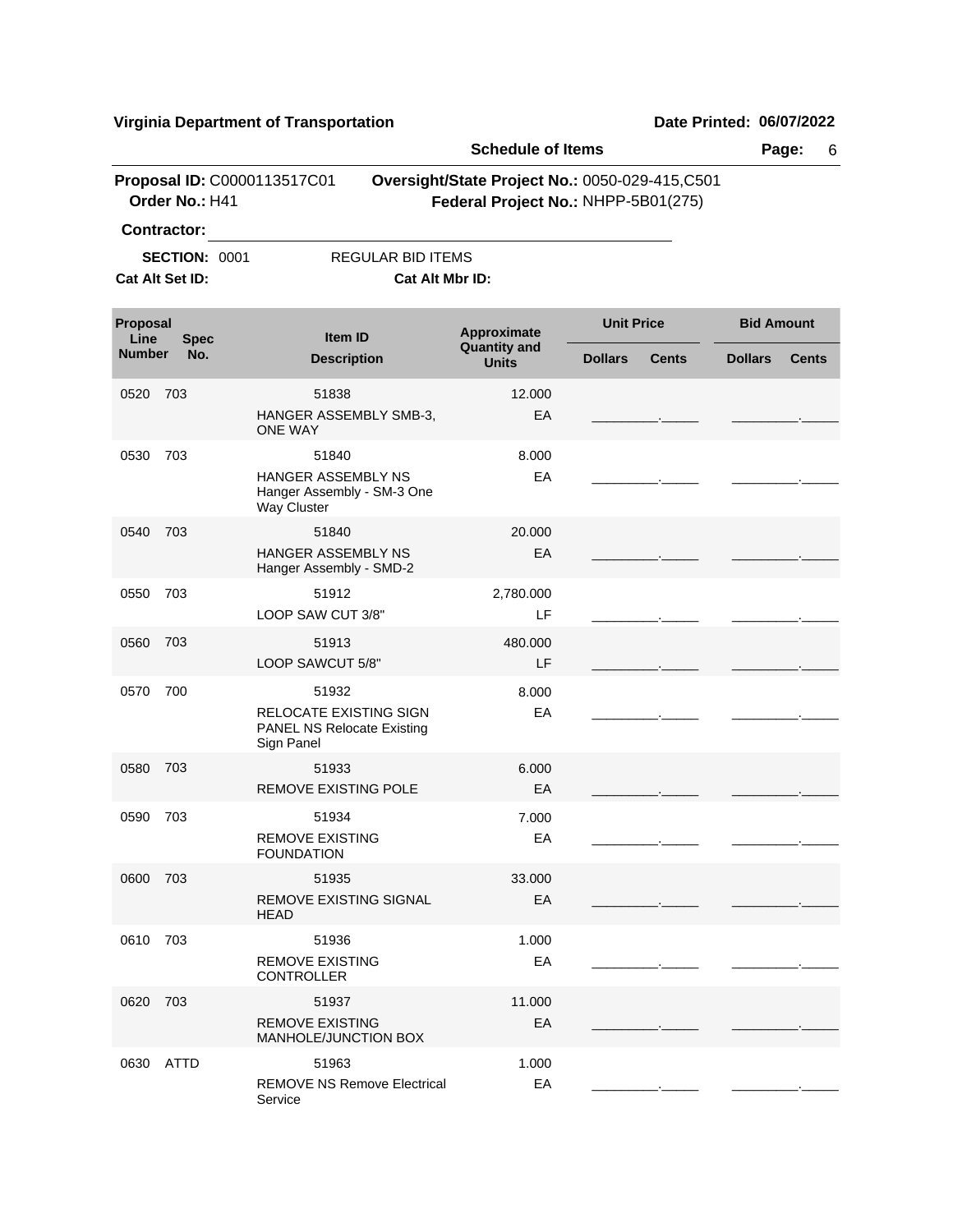**Virginia Department of Transportation** | **Date Printed: 06/07/2022**

**Schedule of Items**

**Proposal ID:** C0000113517C01 **Oversight/State Project No.:** 0050-029-415,C501
**Order No.:** H41 **Federal Project No.:** NHPP-5B01(275)

**Contractor:** ______________________________

**SECTION:** 0001 REGULAR BID ITEMS
**Cat Alt Set ID:** **Cat Alt Mbr ID:**

| Proposal Line Number | Spec No. | Item ID / Description | Approximate Quantity and Units | Unit Price Dollars | Unit Price Cents | Bid Amount Dollars | Bid Amount Cents |
|---|---|---|---|---|---|---|---|
| 0520 | 703 | 51838<br>HANGER ASSEMBLY SMB-3, ONE WAY | 12.000<br>EA | | | | |
| 0530 | 703 | 51840<br>HANGER ASSEMBLY NS Hanger Assembly - SM-3 One Way Cluster | 8.000<br>EA | | | | |
| 0540 | 703 | 51840<br>HANGER ASSEMBLY NS Hanger Assembly - SMD-2 | 20.000<br>EA | | | | |
| 0550 | 703 | 51912<br>LOOP SAW CUT 3/8" | 2,780.000<br>LF | | | | |
| 0560 | 703 | 51913<br>LOOP SAWCUT 5/8" | 480.000<br>LF | | | | |
| 0570 | 700 | 51932<br>RELOCATE EXISTING SIGN PANEL NS Relocate Existing Sign Panel | 8.000<br>EA | | | | |
| 0580 | 703 | 51933<br>REMOVE EXISTING POLE | 6.000<br>EA | | | | |
| 0590 | 703 | 51934<br>REMOVE EXISTING FOUNDATION | 7.000<br>EA | | | | |
| 0600 | 703 | 51935<br>REMOVE EXISTING SIGNAL HEAD | 33.000<br>EA | | | | |
| 0610 | 703 | 51936<br>REMOVE EXISTING CONTROLLER | 1.000<br>EA | | | | |
| 0620 | 703 | 51937<br>REMOVE EXISTING MANHOLE/JUNCTION BOX | 11.000<br>EA | | | | |
| 0630 | ATTD | 51963<br>REMOVE NS Remove Electrical Service | 1.000<br>EA | | | | |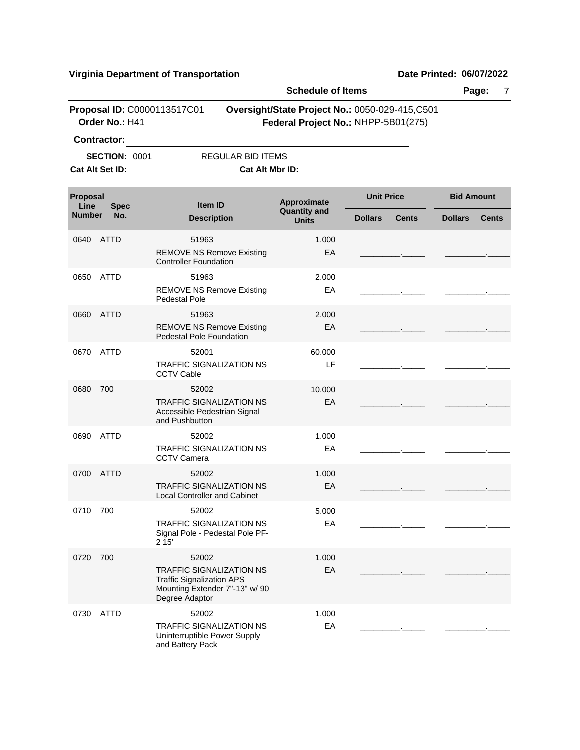**Virginia Department of Transportation** | **Date Printed: 06/07/2022**

**Schedule of Items**

**Proposal ID:** C0000113517C01 **Oversight/State Project No.:** 0050-029-415,C501
**Order No.:** H41 **Federal Project No.:** NHPP-5B01(275)

**Contractor:** ____________________

**SECTION:** 0001 REGULAR BID ITEMS

**Cat Alt Set ID:** **Cat Alt Mbr ID:**

| Proposal Line Number | Spec No. | Item ID / Description | Approximate Quantity and Units | Unit Price Dollars | Unit Price Cents | Bid Amount Dollars | Bid Amount Cents |
|---|---|---|---|---|---|---|---|
| 0640 | ATTD | 51963<br>REMOVE NS Remove Existing Controller Foundation | 1.000<br>EA | | | | |
| 0650 | ATTD | 51963<br>REMOVE NS Remove Existing Pedestal Pole | 2.000<br>EA | | | | |
| 0660 | ATTD | 51963<br>REMOVE NS Remove Existing Pedestal Pole Foundation | 2.000<br>EA | | | | |
| 0670 | ATTD | 52001<br>TRAFFIC SIGNALIZATION NS CCTV Cable | 60.000<br>LF | | | | |
| 0680 | 700 | 52002<br>TRAFFIC SIGNALIZATION NS Accessible Pedestrian Signal and Pushbutton | 10.000<br>EA | | | | |
| 0690 | ATTD | 52002<br>TRAFFIC SIGNALIZATION NS CCTV Camera | 1.000<br>EA | | | | |
| 0700 | ATTD | 52002<br>TRAFFIC SIGNALIZATION NS Local Controller and Cabinet | 1.000<br>EA | | | | |
| 0710 | 700 | 52002<br>TRAFFIC SIGNALIZATION NS Signal Pole - Pedestal Pole PF-2 15' | 5.000<br>EA | | | | |
| 0720 | 700 | 52002<br>TRAFFIC SIGNALIZATION NS Traffic Signalization APS Mounting Extender 7"-13" w/ 90 Degree Adaptor | 1.000<br>EA | | | | |
| 0730 | ATTD | 52002<br>TRAFFIC SIGNALIZATION NS Uninterruptible Power Supply and Battery Pack | 1.000<br>EA | | | | |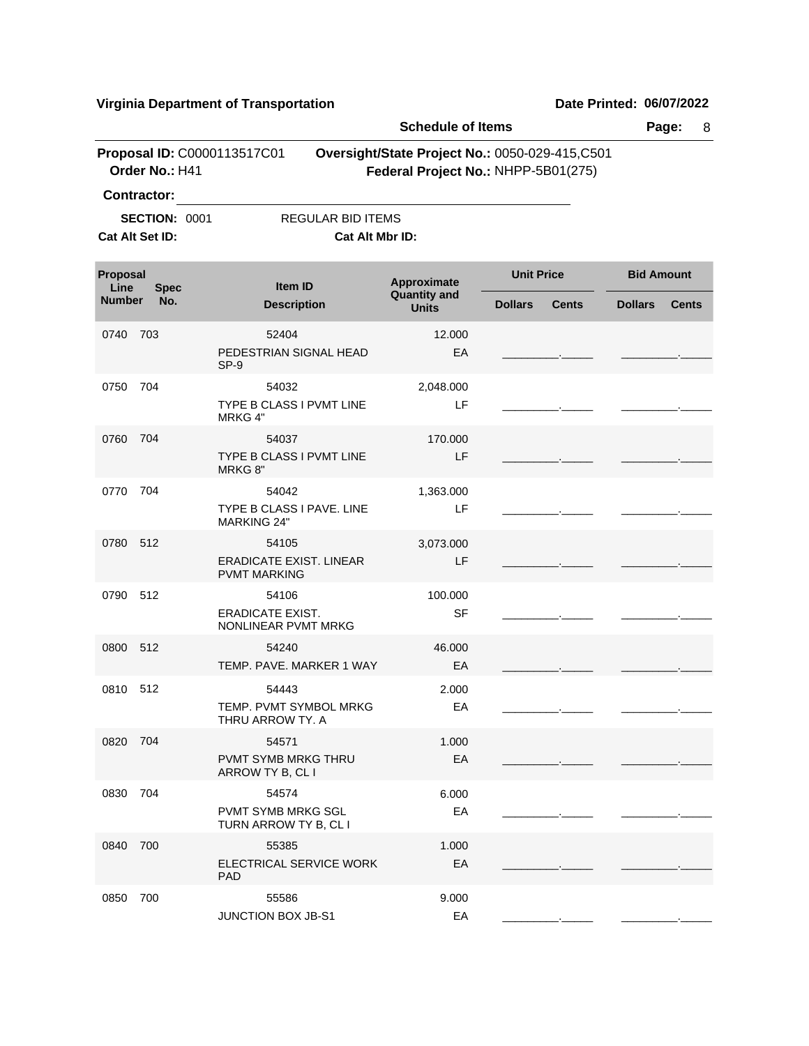**Virginia Department of Transportation** | **Date Printed: 06/07/2022**

**Schedule of Items**

**Proposal ID:** C0000113517C01 **Oversight/State Project No.:** 0050-029-415,C501
**Order No.:** H41 **Federal Project No.:** NHPP-5B01(275)

**Contractor:** ____________________

**SECTION:** 0001 REGULAR BID ITEMS

**Cat Alt Set ID:** **Cat Alt Mbr ID:**

| Proposal Line Number | Spec No. | Item ID / Description | Approximate Quantity and Units | Unit Price Dollars | Unit Price Cents | Bid Amount Dollars | Bid Amount Cents |
|---|---|---|---|---|---|---|---|
| 0740 | 703 | 52404 PEDESTRIAN SIGNAL HEAD SP-9 | 12.000 EA | | | | |
| 0750 | 704 | 54032 TYPE B CLASS I PVMT LINE MRKG 4" | 2,048.000 LF | | | | |
| 0760 | 704 | 54037 TYPE B CLASS I PVMT LINE MRKG 8" | 170.000 LF | | | | |
| 0770 | 704 | 54042 TYPE B CLASS I PAVE. LINE MARKING 24" | 1,363.000 LF | | | | |
| 0780 | 512 | 54105 ERADICATE EXIST. LINEAR PVMT MARKING | 3,073.000 LF | | | | |
| 0790 | 512 | 54106 ERADICATE EXIST. NONLINEAR PVMT MRKG | 100.000 SF | | | | |
| 0800 | 512 | 54240 TEMP. PAVE. MARKER 1 WAY | 46.000 EA | | | | |
| 0810 | 512 | 54443 TEMP. PVMT SYMBOL MRKG THRU ARROW TY. A | 2.000 EA | | | | |
| 0820 | 704 | 54571 PVMT SYMB MRKG THRU ARROW TY B, CL I | 1.000 EA | | | | |
| 0830 | 704 | 54574 PVMT SYMB MRKG SGL TURN ARROW TY B, CL I | 6.000 EA | | | | |
| 0840 | 700 | 55385 ELECTRICAL SERVICE WORK PAD | 1.000 EA | | | | |
| 0850 | 700 | 55586 JUNCTION BOX JB-S1 | 9.000 EA | | | | |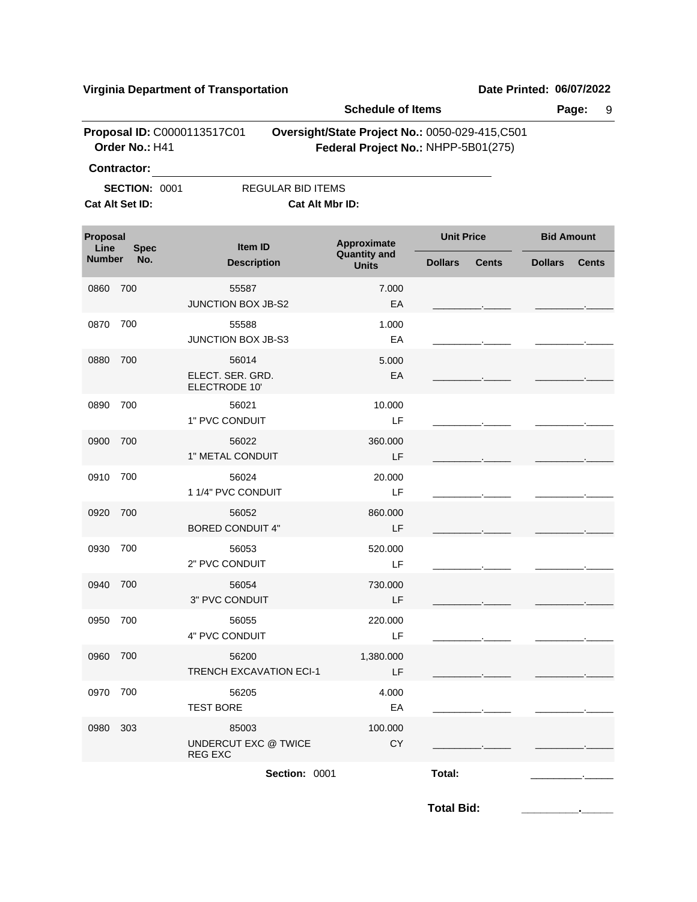**Virginia Department of Transportation** **Date Printed: 06/07/2022**

**Schedule of Items**

**Proposal ID:** C0000113517C01 **Oversight/State Project No.:** 0050-029-415,C501

**Order No.:** H41 **Federal Project No.:** NHPP-5B01(275)

**Contractor:** ________________________________________

**SECTION:** 0001 REGULAR BID ITEMS

**Cat Alt Set ID:** **Cat Alt Mbr ID:**

| Proposal Line Number | Spec No. | Item ID / Description | Approximate Quantity and Units | Unit Price Dollars | Unit Price Cents | Bid Amount Dollars | Bid Amount Cents |
|---|---|---|---|---|---|---|---|
| 0860 | 700 | 55587<br>JUNCTION BOX JB-S2 | 7.000<br>EA | _________ | _____ | _________ | _____ |
| 0870 | 700 | 55588<br>JUNCTION BOX JB-S3 | 1.000<br>EA | _________ | _____ | _________ | _____ |
| 0880 | 700 | 56014<br>ELECT. SER. GRD. ELECTRODE 10' | 5.000<br>EA | _________ | _____ | _________ | _____ |
| 0890 | 700 | 56021<br>1" PVC CONDUIT | 10.000<br>LF | _________ | _____ | _________ | _____ |
| 0900 | 700 | 56022<br>1" METAL CONDUIT | 360.000<br>LF | _________ | _____ | _________ | _____ |
| 0910 | 700 | 56024<br>1 1/4" PVC CONDUIT | 20.000<br>LF | _________ | _____ | _________ | _____ |
| 0920 | 700 | 56052<br>BORED CONDUIT 4" | 860.000<br>LF | _________ | _____ | _________ | _____ |
| 0930 | 700 | 56053<br>2" PVC CONDUIT | 520.000<br>LF | _________ | _____ | _________ | _____ |
| 0940 | 700 | 56054<br>3" PVC CONDUIT | 730.000<br>LF | _________ | _____ | _________ | _____ |
| 0950 | 700 | 56055<br>4" PVC CONDUIT | 220.000<br>LF | _________ | _____ | _________ | _____ |
| 0960 | 700 | 56200<br>TRENCH EXCAVATION ECI-1 | 1,380.000<br>LF | _________ | _____ | _________ | _____ |
| 0970 | 700 | 56205<br>TEST BORE | 4.000<br>EA | _________ | _____ | _________ | _____ |
| 0980 | 303 | 85003<br>UNDERCUT EXC @ TWICE REG EXC | 100.000<br>CY | _________ | _____ | _________ | _____ |

**Section:** 0001 **Total:** _________._____

**Total Bid:** _________._____